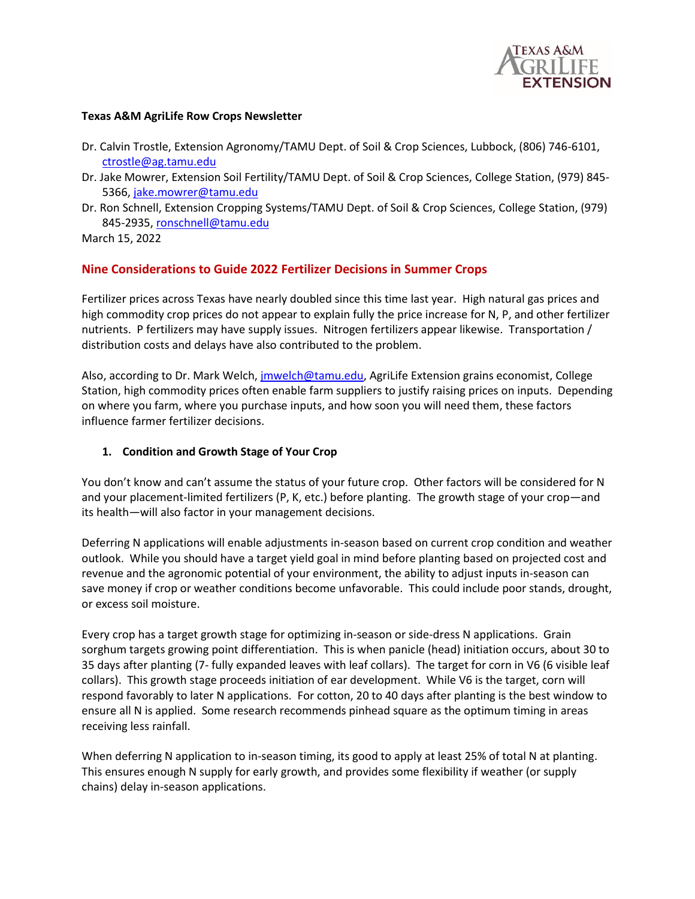**Texas A&M AgriLife Row Crops Newsletter**

Dr. Calvin Trostle, Extension Agronomy/TAMU Dept. of Soil & Crop Sciences, Lubbock, (806) 746-6101, ctrostle@ag.tamu.edu
Dr. Jake Mowrer, Extension Soil Fertility/TAMU Dept. of Soil & Crop Sciences, College Station, (979) 845-5366, jake.mowrer@tamu.edu
Dr. Ron Schnell, Extension Cropping Systems/TAMU Dept. of Soil & Crop Sciences, College Station, (979) 845-2935, ronschnell@tamu.edu
March 15, 2022

## Nine Considerations to Guide 2022 Fertilizer Decisions in Summer Crops

Fertilizer prices across Texas have nearly doubled since this time last year. High natural gas prices and high commodity crop prices do not appear to explain fully the price increase for N, P, and other fertilizer nutrients. P fertilizers may have supply issues. Nitrogen fertilizers appear likewise. Transportation / distribution costs and delays have also contributed to the problem.

Also, according to Dr. Mark Welch, jmwelch@tamu.edu, AgriLife Extension grains economist, College Station, high commodity prices often enable farm suppliers to justify raising prices on inputs. Depending on where you farm, where you purchase inputs, and how soon you will need them, these factors influence farmer fertilizer decisions.

### 1. Condition and Growth Stage of Your Crop

You don't know and can't assume the status of your future crop. Other factors will be considered for N and your placement-limited fertilizers (P, K, etc.) before planting. The growth stage of your crop—and its health—will also factor in your management decisions.

Deferring N applications will enable adjustments in-season based on current crop condition and weather outlook. While you should have a target yield goal in mind before planting based on projected cost and revenue and the agronomic potential of your environment, the ability to adjust inputs in-season can save money if crop or weather conditions become unfavorable. This could include poor stands, drought, or excess soil moisture.

Every crop has a target growth stage for optimizing in-season or side-dress N applications. Grain sorghum targets growing point differentiation. This is when panicle (head) initiation occurs, about 30 to 35 days after planting (7- fully expanded leaves with leaf collars). The target for corn in V6 (6 visible leaf collars). This growth stage proceeds initiation of ear development. While V6 is the target, corn will respond favorably to later N applications. For cotton, 20 to 40 days after planting is the best window to ensure all N is applied. Some research recommends pinhead square as the optimum timing in areas receiving less rainfall.

When deferring N application to in-season timing, its good to apply at least 25% of total N at planting. This ensures enough N supply for early growth, and provides some flexibility if weather (or supply chains) delay in-season applications.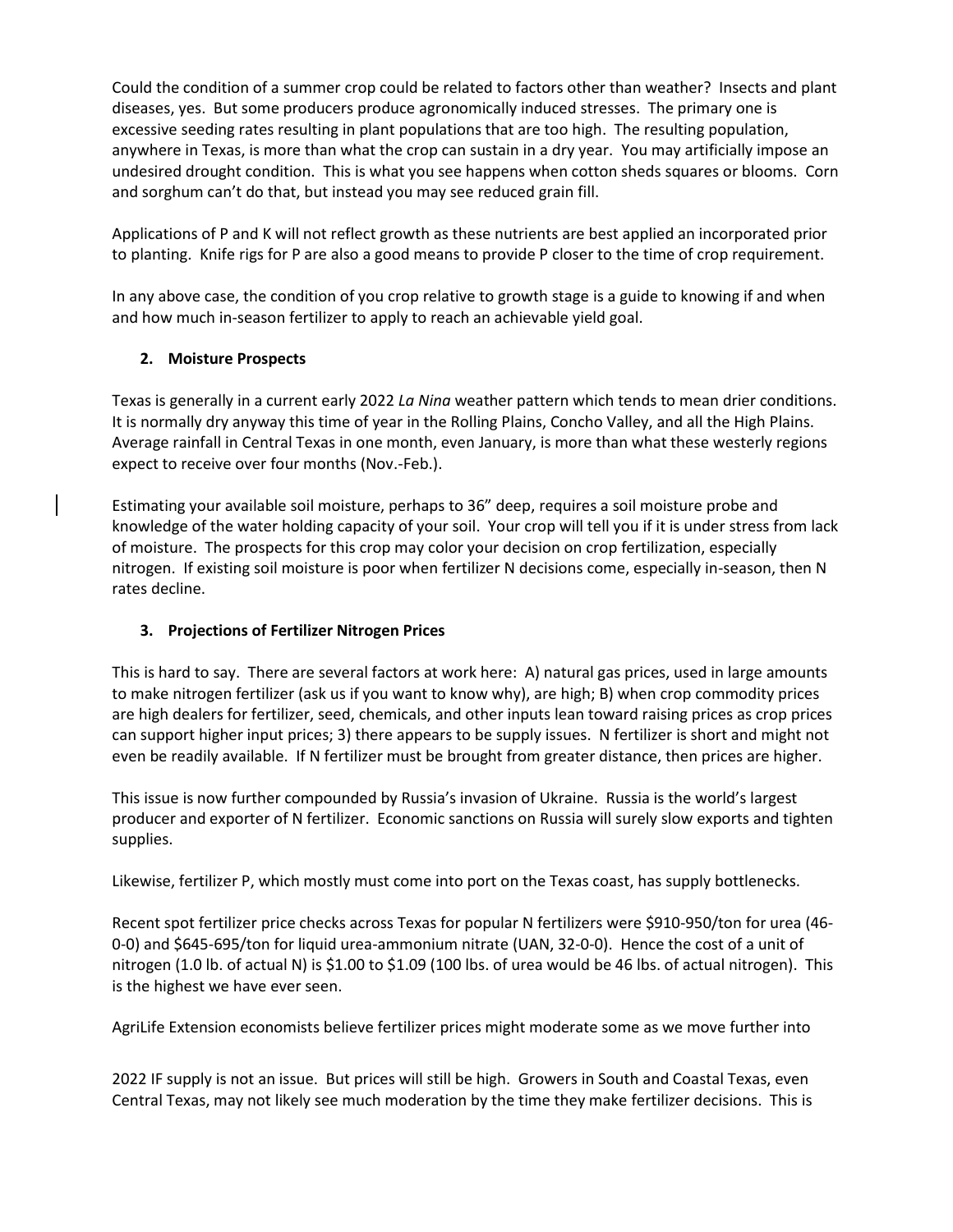Could the condition of a summer crop could be related to factors other than weather? Insects and plant diseases, yes. But some producers produce agronomically induced stresses. The primary one is excessive seeding rates resulting in plant populations that are too high. The resulting population, anywhere in Texas, is more than what the crop can sustain in a dry year. You may artificially impose an undesired drought condition. This is what you see happens when cotton sheds squares or blooms. Corn and sorghum can't do that, but instead you may see reduced grain fill.

Applications of P and K will not reflect growth as these nutrients are best applied an incorporated prior to planting. Knife rigs for P are also a good means to provide P closer to the time of crop requirement.

In any above case, the condition of you crop relative to growth stage is a guide to knowing if and when and how much in-season fertilizer to apply to reach an achievable yield goal.

## 2. Moisture Prospects

Texas is generally in a current early 2022 *La Nina* weather pattern which tends to mean drier conditions. It is normally dry anyway this time of year in the Rolling Plains, Concho Valley, and all the High Plains. Average rainfall in Central Texas in one month, even January, is more than what these westerly regions expect to receive over four months (Nov.-Feb.).

Estimating your available soil moisture, perhaps to 36" deep, requires a soil moisture probe and knowledge of the water holding capacity of your soil. Your crop will tell you if it is under stress from lack of moisture. The prospects for this crop may color your decision on crop fertilization, especially nitrogen. If existing soil moisture is poor when fertilizer N decisions come, especially in-season, then N rates decline.

## 3. Projections of Fertilizer Nitrogen Prices

This is hard to say. There are several factors at work here: A) natural gas prices, used in large amounts to make nitrogen fertilizer (ask us if you want to know why), are high; B) when crop commodity prices are high dealers for fertilizer, seed, chemicals, and other inputs lean toward raising prices as crop prices can support higher input prices; 3) there appears to be supply issues. N fertilizer is short and might not even be readily available. If N fertilizer must be brought from greater distance, then prices are higher.

This issue is now further compounded by Russia's invasion of Ukraine. Russia is the world's largest producer and exporter of N fertilizer. Economic sanctions on Russia will surely slow exports and tighten supplies.

Likewise, fertilizer P, which mostly must come into port on the Texas coast, has supply bottlenecks.

Recent spot fertilizer price checks across Texas for popular N fertilizers were $910-950/ton for urea (46-0-0) and $645-695/ton for liquid urea-ammonium nitrate (UAN, 32-0-0). Hence the cost of a unit of nitrogen (1.0 lb. of actual N) is $1.00 to $1.09 (100 lbs. of urea would be 46 lbs. of actual nitrogen). This is the highest we have ever seen.

AgriLife Extension economists believe fertilizer prices might moderate some as we move further into

2022 IF supply is not an issue. But prices will still be high. Growers in South and Coastal Texas, even Central Texas, may not likely see much moderation by the time they make fertilizer decisions. This is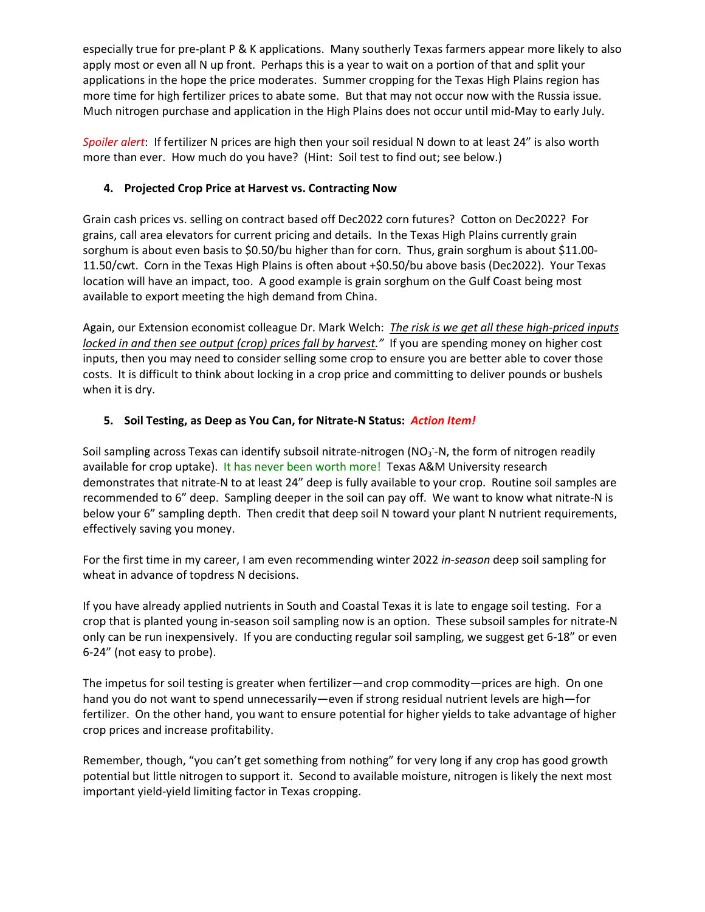especially true for pre-plant P & K applications. Many southerly Texas farmers appear more likely to also apply most or even all N up front. Perhaps this is a year to wait on a portion of that and split your applications in the hope the price moderates. Summer cropping for the Texas High Plains region has more time for high fertilizer prices to abate some. But that may not occur now with the Russia issue. Much nitrogen purchase and application in the High Plains does not occur until mid-May to early July.

*Spoiler alert*: If fertilizer N prices are high then your soil residual N down to at least 24" is also worth more than ever. How much do you have? (Hint: Soil test to find out; see below.)

### 4. Projected Crop Price at Harvest vs. Contracting Now

Grain cash prices vs. selling on contract based off Dec2022 corn futures? Cotton on Dec2022? For grains, call area elevators for current pricing and details. In the Texas High Plains currently grain sorghum is about even basis to $0.50/bu higher than for corn. Thus, grain sorghum is about $11.00-11.50/cwt. Corn in the Texas High Plains is often about +$0.50/bu above basis (Dec2022). Your Texas location will have an impact, too. A good example is grain sorghum on the Gulf Coast being most available to export meeting the high demand from China.

Again, our Extension economist colleague Dr. Mark Welch: *The risk is we get all these high-priced inputs locked in and then see output (crop) prices fall by harvest."* If you are spending money on higher cost inputs, then you may need to consider selling some crop to ensure you are better able to cover those costs. It is difficult to think about locking in a crop price and committing to deliver pounds or bushels when it is dry.

### 5. Soil Testing, as Deep as You Can, for Nitrate-N Status: *Action Item!*

Soil sampling across Texas can identify subsoil nitrate-nitrogen ($NO_3^-$-N, the form of nitrogen readily available for crop uptake). It has never been worth more! Texas A&M University research demonstrates that nitrate-N to at least 24" deep is fully available to your crop. Routine soil samples are recommended to 6" deep. Sampling deeper in the soil can pay off. We want to know what nitrate-N is below your 6" sampling depth. Then credit that deep soil N toward your plant N nutrient requirements, effectively saving you money.

For the first time in my career, I am even recommending winter 2022 *in-season* deep soil sampling for wheat in advance of topdress N decisions.

If you have already applied nutrients in South and Coastal Texas it is late to engage soil testing. For a crop that is planted young in-season soil sampling now is an option. These subsoil samples for nitrate-N only can be run inexpensively. If you are conducting regular soil sampling, we suggest get 6-18" or even 6-24" (not easy to probe).

The impetus for soil testing is greater when fertilizer—and crop commodity—prices are high. On one hand you do not want to spend unnecessarily—even if strong residual nutrient levels are high—for fertilizer. On the other hand, you want to ensure potential for higher yields to take advantage of higher crop prices and increase profitability.

Remember, though, "you can't get something from nothing" for very long if any crop has good growth potential but little nitrogen to support it. Second to available moisture, nitrogen is likely the next most important yield-yield limiting factor in Texas cropping.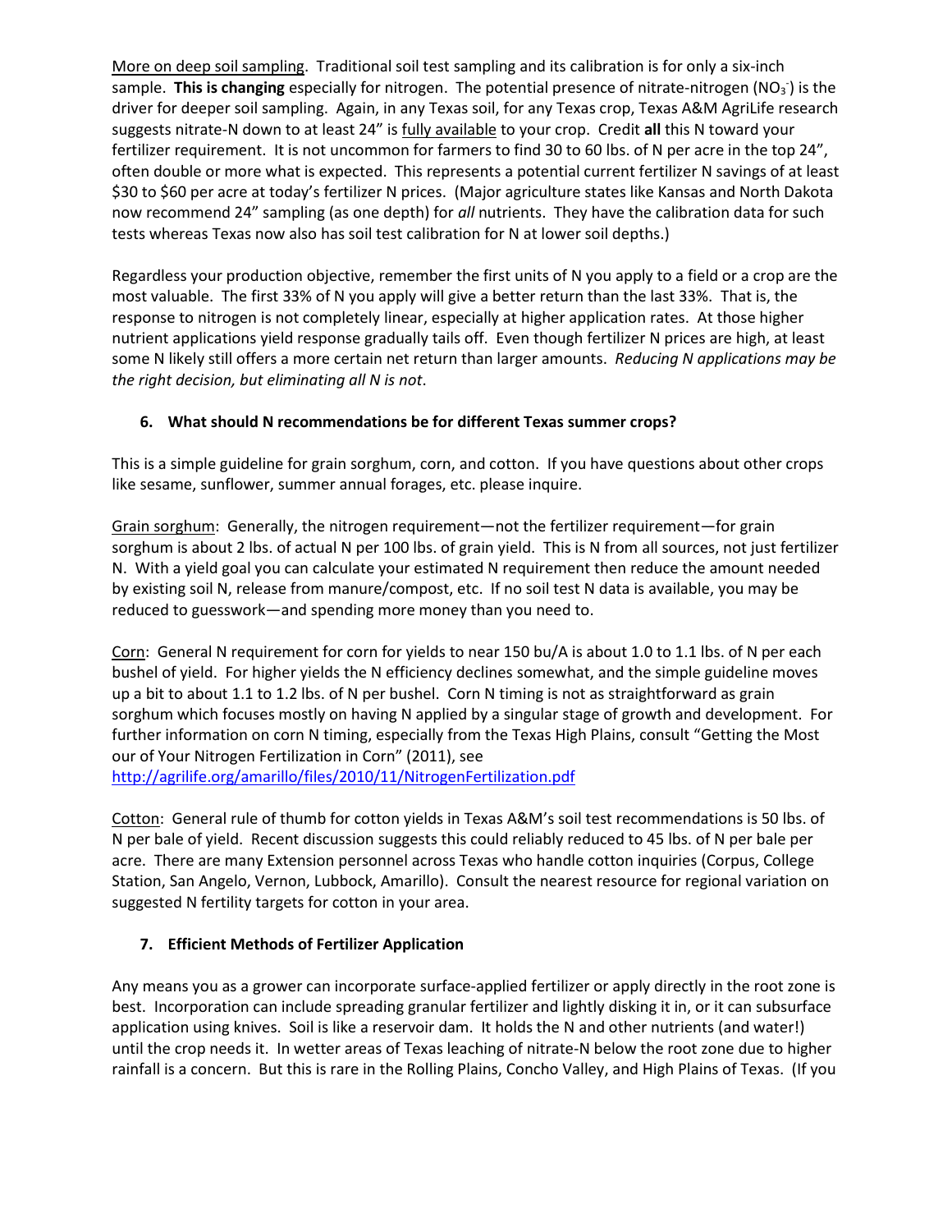More on deep soil sampling. Traditional soil test sampling and its calibration is for only a six-inch sample. **This is changing** especially for nitrogen. The potential presence of nitrate-nitrogen ($NO_3^-$) is the driver for deeper soil sampling. Again, in any Texas soil, for any Texas crop, Texas A&M AgriLife research suggests nitrate-N down to at least 24" is fully available to your crop. Credit **all** this N toward your fertilizer requirement. It is not uncommon for farmers to find 30 to 60 lbs. of N per acre in the top 24", often double or more what is expected. This represents a potential current fertilizer N savings of at least $30 to $60 per acre at today's fertilizer N prices. (Major agriculture states like Kansas and North Dakota now recommend 24" sampling (as one depth) for *all* nutrients. They have the calibration data for such tests whereas Texas now also has soil test calibration for N at lower soil depths.)

Regardless your production objective, remember the first units of N you apply to a field or a crop are the most valuable. The first 33% of N you apply will give a better return than the last 33%. That is, the response to nitrogen is not completely linear, especially at higher application rates. At those higher nutrient applications yield response gradually tails off. Even though fertilizer N prices are high, at least some N likely still offers a more certain net return than larger amounts. *Reducing N applications may be the right decision, but eliminating all N is not*.

## 6. What should N recommendations be for different Texas summer crops?

This is a simple guideline for grain sorghum, corn, and cotton. If you have questions about other crops like sesame, sunflower, summer annual forages, etc. please inquire.

Grain sorghum: Generally, the nitrogen requirement—not the fertilizer requirement—for grain sorghum is about 2 lbs. of actual N per 100 lbs. of grain yield. This is N from all sources, not just fertilizer N. With a yield goal you can calculate your estimated N requirement then reduce the amount needed by existing soil N, release from manure/compost, etc. If no soil test N data is available, you may be reduced to guesswork—and spending more money than you need to.

Corn: General N requirement for corn for yields to near 150 bu/A is about 1.0 to 1.1 lbs. of N per each bushel of yield. For higher yields the N efficiency declines somewhat, and the simple guideline moves up a bit to about 1.1 to 1.2 lbs. of N per bushel. Corn N timing is not as straightforward as grain sorghum which focuses mostly on having N applied by a singular stage of growth and development. For further information on corn N timing, especially from the Texas High Plains, consult "Getting the Most our of Your Nitrogen Fertilization in Corn" (2011), see
http://agrilife.org/amarillo/files/2010/11/NitrogenFertilization.pdf

Cotton: General rule of thumb for cotton yields in Texas A&M's soil test recommendations is 50 lbs. of N per bale of yield. Recent discussion suggests this could reliably reduced to 45 lbs. of N per bale per acre. There are many Extension personnel across Texas who handle cotton inquiries (Corpus, College Station, San Angelo, Vernon, Lubbock, Amarillo). Consult the nearest resource for regional variation on suggested N fertility targets for cotton in your area.

## 7. Efficient Methods of Fertilizer Application

Any means you as a grower can incorporate surface-applied fertilizer or apply directly in the root zone is best. Incorporation can include spreading granular fertilizer and lightly disking it in, or it can subsurface application using knives. Soil is like a reservoir dam. It holds the N and other nutrients (and water!) until the crop needs it. In wetter areas of Texas leaching of nitrate-N below the root zone due to higher rainfall is a concern. But this is rare in the Rolling Plains, Concho Valley, and High Plains of Texas. (If you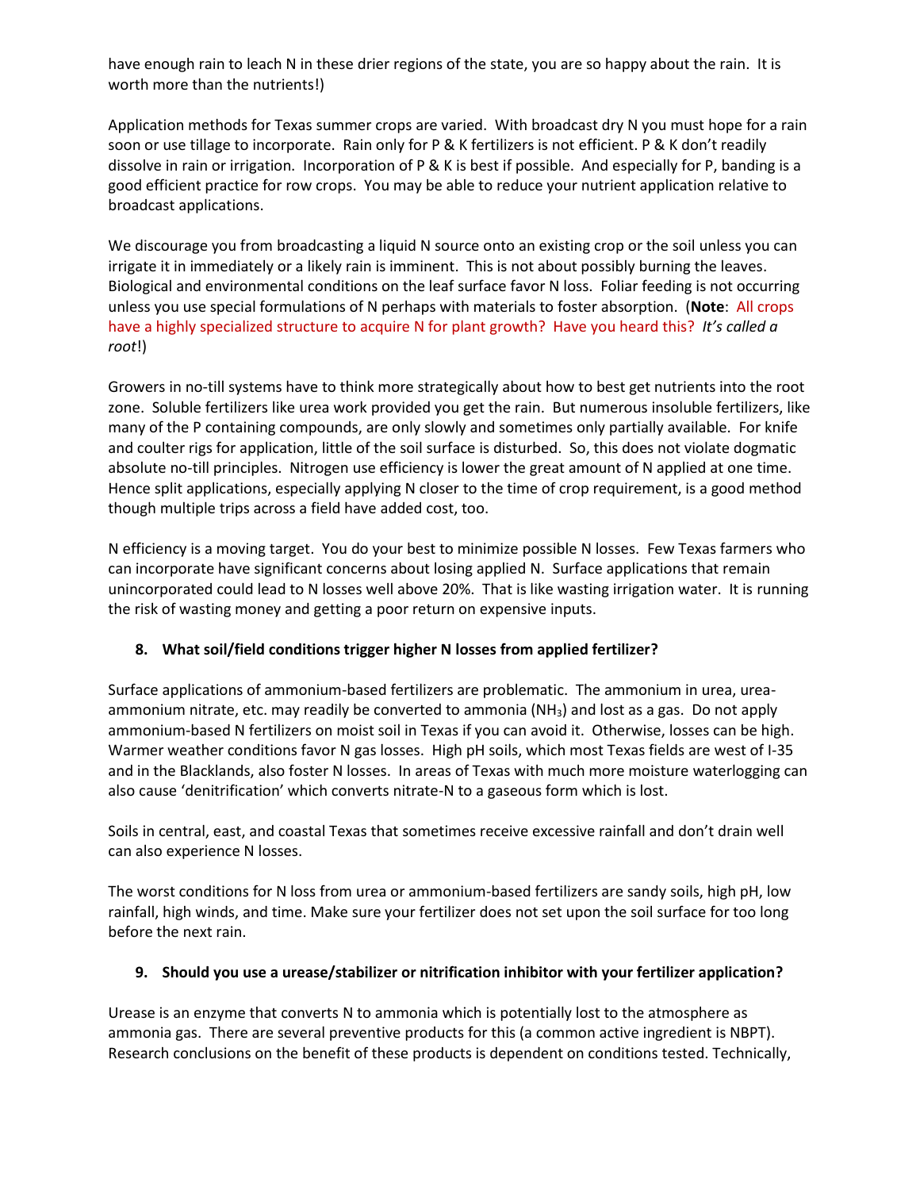have enough rain to leach N in these drier regions of the state, you are so happy about the rain. It is worth more than the nutrients!)

Application methods for Texas summer crops are varied. With broadcast dry N you must hope for a rain soon or use tillage to incorporate. Rain only for P & K fertilizers is not efficient. P & K don't readily dissolve in rain or irrigation. Incorporation of P & K is best if possible. And especially for P, banding is a good efficient practice for row crops. You may be able to reduce your nutrient application relative to broadcast applications.

We discourage you from broadcasting a liquid N source onto an existing crop or the soil unless you can irrigate it in immediately or a likely rain is imminent. This is not about possibly burning the leaves. Biological and environmental conditions on the leaf surface favor N loss. Foliar feeding is not occurring unless you use special formulations of N perhaps with materials to foster absorption. (**Note**: All crops have a highly specialized structure to acquire N for plant growth? Have you heard this? *It's called a root*!)

Growers in no-till systems have to think more strategically about how to best get nutrients into the root zone. Soluble fertilizers like urea work provided you get the rain. But numerous insoluble fertilizers, like many of the P containing compounds, are only slowly and sometimes only partially available. For knife and coulter rigs for application, little of the soil surface is disturbed. So, this does not violate dogmatic absolute no-till principles. Nitrogen use efficiency is lower the great amount of N applied at one time. Hence split applications, especially applying N closer to the time of crop requirement, is a good method though multiple trips across a field have added cost, too.

N efficiency is a moving target. You do your best to minimize possible N losses. Few Texas farmers who can incorporate have significant concerns about losing applied N. Surface applications that remain unincorporated could lead to N losses well above 20%. That is like wasting irrigation water. It is running the risk of wasting money and getting a poor return on expensive inputs.

**8. What soil/field conditions trigger higher N losses from applied fertilizer?**

Surface applications of ammonium-based fertilizers are problematic. The ammonium in urea, urea-ammonium nitrate, etc. may readily be converted to ammonia ($NH_3$) and lost as a gas. Do not apply ammonium-based N fertilizers on moist soil in Texas if you can avoid it. Otherwise, losses can be high. Warmer weather conditions favor N gas losses. High pH soils, which most Texas fields are west of I-35 and in the Blacklands, also foster N losses. In areas of Texas with much more moisture waterlogging can also cause 'denitrification' which converts nitrate-N to a gaseous form which is lost.

Soils in central, east, and coastal Texas that sometimes receive excessive rainfall and don't drain well can also experience N losses.

The worst conditions for N loss from urea or ammonium-based fertilizers are sandy soils, high pH, low rainfall, high winds, and time. Make sure your fertilizer does not set upon the soil surface for too long before the next rain.

**9. Should you use a urease/stabilizer or nitrification inhibitor with your fertilizer application?**

Urease is an enzyme that converts N to ammonia which is potentially lost to the atmosphere as ammonia gas. There are several preventive products for this (a common active ingredient is NBPT). Research conclusions on the benefit of these products is dependent on conditions tested. Technically,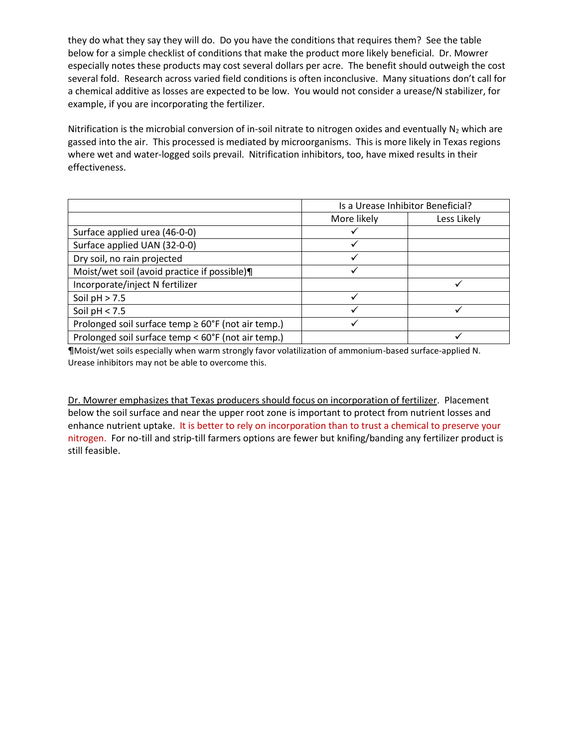they do what they say they will do. Do you have the conditions that requires them? See the table below for a simple checklist of conditions that make the product more likely beneficial. Dr. Mowrer especially notes these products may cost several dollars per acre. The benefit should outweigh the cost several fold. Research across varied field conditions is often inconclusive. Many situations don't call for a chemical additive as losses are expected to be low. You would not consider a urease/N stabilizer, for example, if you are incorporating the fertilizer.

Nitrification is the microbial conversion of in-soil nitrate to nitrogen oxides and eventually $N_2$ which are gassed into the air. This processed is mediated by microorganisms. This is more likely in Texas regions where wet and water-logged soils prevail. Nitrification inhibitors, too, have mixed results in their effectiveness.

| | Is a Urease Inhibitor Beneficial? | |
|---|---|---|
| | More likely | Less Likely |
| Surface applied urea (46-0-0) | ✓ | |
| Surface applied UAN (32-0-0) | ✓ | |
| Dry soil, no rain projected | ✓ | |
| Moist/wet soil (avoid practice if possible)¶ | ✓ | |
| Incorporate/inject N fertilizer | | ✓ |
| Soil pH > 7.5 | ✓ | |
| Soil pH < 7.5 | ✓ | ✓ |
| Prolonged soil surface temp ≥ 60°F (not air temp.) | ✓ | |
| Prolonged soil surface temp < 60°F (not air temp.) | | ✓ |

¶Moist/wet soils especially when warm strongly favor volatilization of ammonium-based surface-applied N. Urease inhibitors may not be able to overcome this.

Dr. Mowrer emphasizes that Texas producers should focus on incorporation of fertilizer. Placement below the soil surface and near the upper root zone is important to protect from nutrient losses and enhance nutrient uptake. It is better to rely on incorporation than to trust a chemical to preserve your nitrogen. For no-till and strip-till farmers options are fewer but knifing/banding any fertilizer product is still feasible.